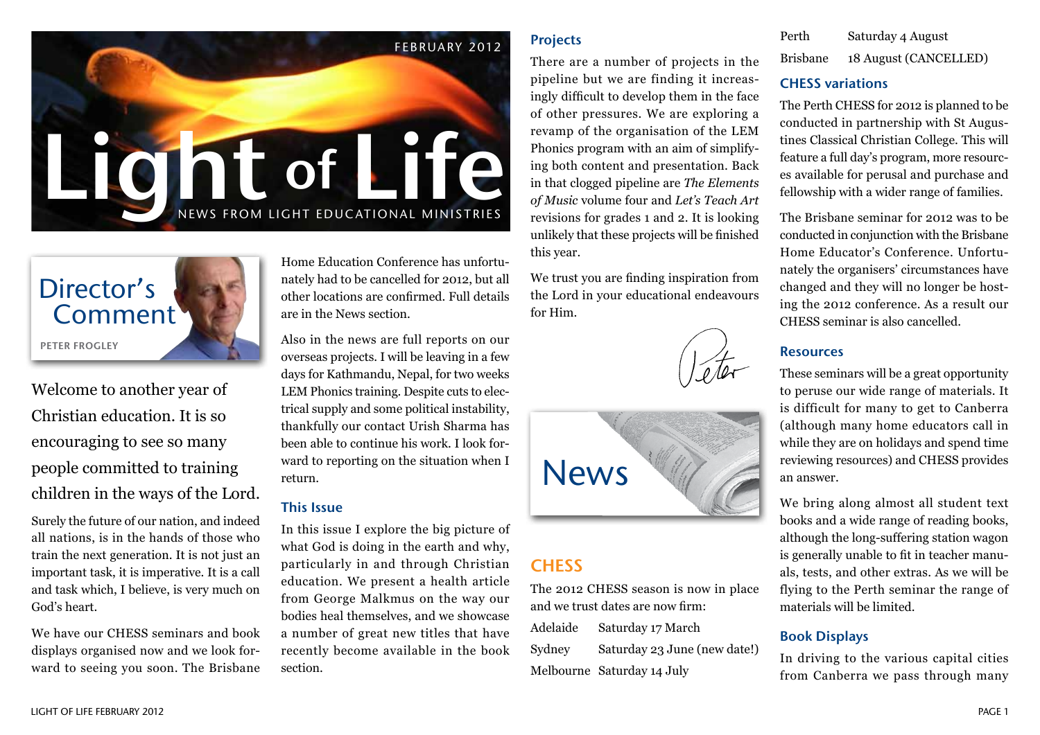FEBRUARY 2012

# Light of Life

NEWS FROM LIGHT EDUCATIONAL MINISTRIES

## Director's Comment

PETER FROGLEY

Welcome to another year of Christian education. It is so encouraging to see so many people committed to training children in the ways of the Lord.

Surely the future of our nation, and indeed all nations, is in the hands of those who train the next generation. It is not just an important task, it is imperative. It is a call and task which, I believe, is very much on God's heart.

We have our CHESS seminars and book displays organised now and we look forward to seeing you soon. The Brisbane Home Education Conference has unfortunately had to be cancelled for 2012, but all other locations are confirmed. Full details are in the News section.

Also in the news are full reports on our overseas projects. I will be leaving in a few days for Kathmandu, Nepal, for two weeks LEM Phonics training. Despite cuts to electrical supply and some political instability, thankfully our contact Urish Sharma has been able to continue his work. I look forward to reporting on the situation when I return.

### This Issue

In this issue I explore the big picture of what God is doing in the earth and why, particularly in and through Christian education. We present a health article from George Malkmus on the way our bodies heal themselves, and we showcase a number of great new titles that have recently become available in the book section.

### Projects

There are a number of projects in the pipeline but we are finding it increasingly difficult to develop them in the face of other pressures. We are exploring a revamp of the organisation of the LEM Phonics program with an aim of simplifying both content and presentation. Back in that clogged pipeline are *The Elements of Music* volume four and *Let's Teach Art* revisions for grades 1 and 2. It is looking unlikely that these projects will be finished this year.

We trust you are finding inspiration from the Lord in your educational endeavours for Him.

Peter

## News

### CHESS

The 2012 CHESS season is now in place and we trust dates are now firm:

| | |
|---|---|
| Adelaide | Saturday 17 March |
| Sydney | Saturday 23 June (new date!) |
| Melbourne | Saturday 14 July |
| Perth | Saturday 4 August |
| Brisbane | 18 August (CANCELLED) |

### CHESS variations

The Perth CHESS for 2012 is planned to be conducted in partnership with St Augustines Classical Christian College. This will feature a full day's program, more resources available for perusal and purchase and fellowship with a wider range of families.

The Brisbane seminar for 2012 was to be conducted in conjunction with the Brisbane Home Educator's Conference. Unfortunately the organisers' circumstances have changed and they will no longer be hosting the 2012 conference. As a result our CHESS seminar is also cancelled.

### Resources

These seminars will be a great opportunity to peruse our wide range of materials. It is difficult for many to get to Canberra (although many home educators call in while they are on holidays and spend time reviewing resources) and CHESS provides an answer.

We bring along almost all student text books and a wide range of reading books, although the long-suffering station wagon is generally unable to fit in teacher manuals, tests, and other extras. As we will be flying to the Perth seminar the range of materials will be limited.

### Book Displays

In driving to the various capital cities from Canberra we pass through many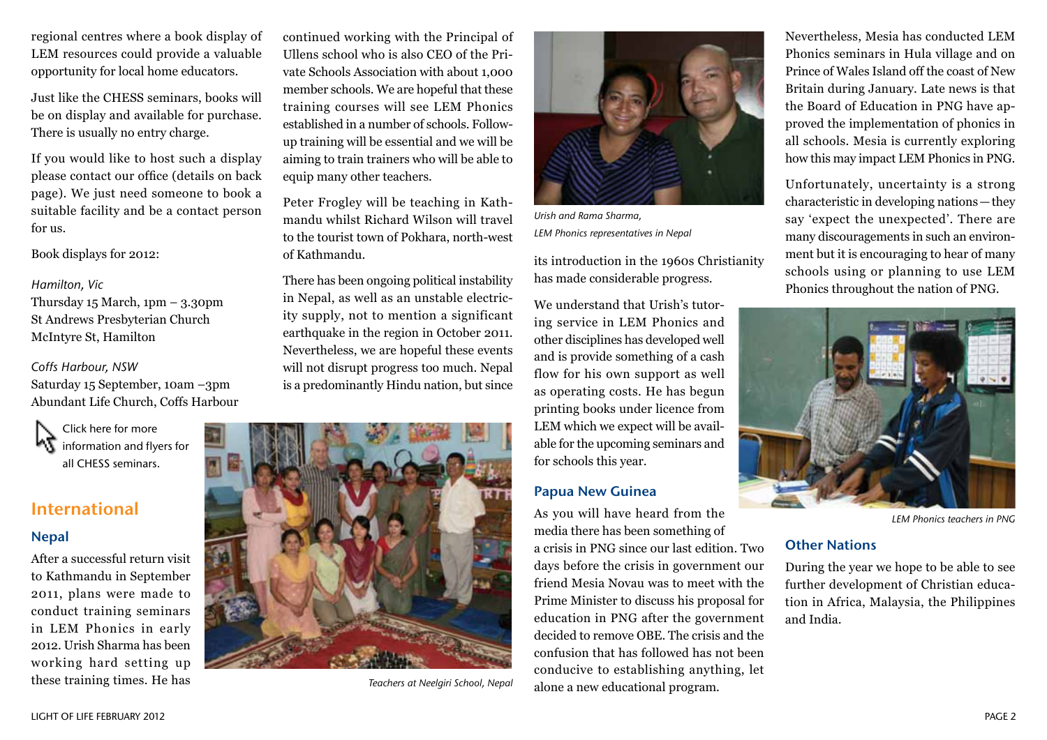regional centres where a book display of LEM resources could provide a valuable opportunity for local home educators.

Just like the CHESS seminars, books will be on display and available for purchase. There is usually no entry charge.

If you would like to host such a display please contact our office (details on back page). We just need someone to book a suitable facility and be a contact person for us.

Book displays for 2012:

*Hamilton, Vic*
Thursday 15 March, 1pm – 3.30pm
St Andrews Presbyterian Church
McIntyre St, Hamilton

*Coffs Harbour, NSW*
Saturday 15 September, 10am –3pm
Abundant Life Church, Coffs Harbour

Click here for more information and flyers for all CHESS seminars.

## International

### Nepal

After a successful return visit to Kathmandu in September 2011, plans were made to conduct training seminars in LEM Phonics in early 2012. Urish Sharma has been working hard setting up these training times. He has continued working with the Principal of Ullens school who is also CEO of the Private Schools Association with about 1,000 member schools. We are hopeful that these training courses will see LEM Phonics established in a number of schools. Follow-up training will be essential and we will be aiming to train trainers who will be able to equip many other teachers.

Peter Frogley will be teaching in Kathmandu whilst Richard Wilson will travel to the tourist town of Pokhara, north-west of Kathmandu.

There has been ongoing political instability in Nepal, as well as an unstable electricity supply, not to mention a significant earthquake in the region in October 2011. Nevertheless, we are hopeful these events will not disrupt progress too much. Nepal is a predominantly Hindu nation, but since its introduction in the 1960s Christianity has made considerable progress.

*Teachers at Neelgiri School, Nepal*

*Urish and Rama Sharma, LEM Phonics representatives in Nepal*

We understand that Urish's tutoring service in LEM Phonics and other disciplines has developed well and is provide something of a cash flow for his own support as well as operating costs. He has begun printing books under licence from LEM which we expect will be available for the upcoming seminars and for schools this year.

### Papua New Guinea

As you will have heard from the media there has been something of a crisis in PNG since our last edition. Two days before the crisis in government our friend Mesia Novau was to meet with the Prime Minister to discuss his proposal for education in PNG after the government decided to remove OBE. The crisis and the confusion that has followed has not been conducive to establishing anything, let alone a new educational program.

Nevertheless, Mesia has conducted LEM Phonics seminars in Hula village and on Prince of Wales Island off the coast of New Britain during January. Late news is that the Board of Education in PNG have approved the implementation of phonics in all schools. Mesia is currently exploring how this may impact LEM Phonics in PNG.

Unfortunately, uncertainty is a strong characteristic in developing nations—they say 'expect the unexpected'. There are many discouragements in such an environment but it is encouraging to hear of many schools using or planning to use LEM Phonics throughout the nation of PNG.

*LEM Phonics teachers in PNG*

### Other Nations

During the year we hope to be able to see further development of Christian education in Africa, Malaysia, the Philippines and India.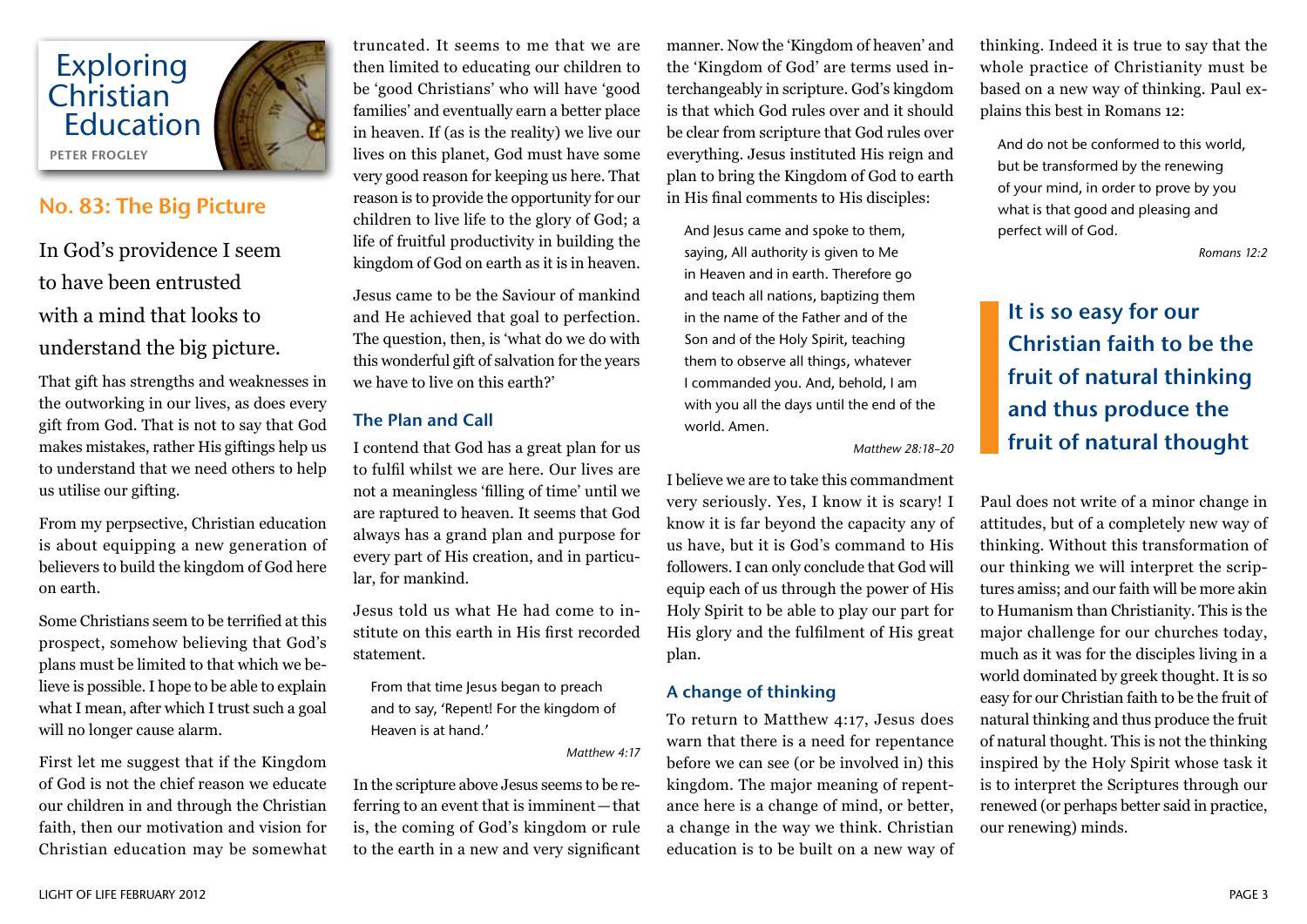# Exploring Christian Education

PETER FROGLEY

## No. 83: The Big Picture

In God's providence I seem to have been entrusted with a mind that looks to understand the big picture.

That gift has strengths and weaknesses in the outworking in our lives, as does every gift from God. That is not to say that God makes mistakes, rather His giftings help us to understand that we need others to help us utilise our gifting.

From my perpsective, Christian education is about equipping a new generation of believers to build the kingdom of God here on earth.

Some Christians seem to be terrified at this prospect, somehow believing that God's plans must be limited to that which we believe is possible. I hope to be able to explain what I mean, after which I trust such a goal will no longer cause alarm.

First let me suggest that if the Kingdom of God is not the chief reason we educate our children in and through the Christian faith, then our motivation and vision for Christian education may be somewhat truncated. It seems to me that we are then limited to educating our children to be 'good Christians' who will have 'good families' and eventually earn a better place in heaven. If (as is the reality) we live our lives on this planet, God must have some very good reason for keeping us here. That reason is to provide the opportunity for our children to live life to the glory of God; a life of fruitful productivity in building the kingdom of God on earth as it is in heaven.

Jesus came to be the Saviour of mankind and He achieved that goal to perfection. The question, then, is 'what do we do with this wonderful gift of salvation for the years we have to live on this earth?'

### The Plan and Call

I contend that God has a great plan for us to fulfil whilst we are here. Our lives are not a meaningless 'filling of time' until we are raptured to heaven. It seems that God always has a grand plan and purpose for every part of His creation, and in particular, for mankind.

Jesus told us what He had come to institute on this earth in His first recorded statement.

> From that time Jesus began to preach and to say, 'Repent! For the kingdom of Heaven is at hand.'
>
> *Matthew 4:17*

In the scripture above Jesus seems to be referring to an event that is imminent—that is, the coming of God's kingdom or rule to the earth in a new and very significant manner. Now the 'Kingdom of heaven' and the 'Kingdom of God' are terms used interchangeably in scripture. God's kingdom is that which God rules over and it should be clear from scripture that God rules over everything. Jesus instituted His reign and plan to bring the Kingdom of God to earth in His final comments to His disciples:

> And Jesus came and spoke to them, saying, All authority is given to Me in Heaven and in earth. Therefore go and teach all nations, baptizing them in the name of the Father and of the Son and of the Holy Spirit, teaching them to observe all things, whatever I commanded you. And, behold, I am with you all the days until the end of the world. Amen.
>
> *Matthew 28:18–20*

I believe we are to take this commandment very seriously. Yes, I know it is scary! I know it is far beyond the capacity any of us have, but it is God's command to His followers. I can only conclude that God will equip each of us through the power of His Holy Spirit to be able to play our part for His glory and the fulfilment of His great plan.

### A change of thinking

To return to Matthew 4:17, Jesus does warn that there is a need for repentance before we can see (or be involved in) this kingdom. The major meaning of repentance here is a change of mind, or better, a change in the way we think. Christian education is to be built on a new way of thinking. Indeed it is true to say that the whole practice of Christianity must be based on a new way of thinking. Paul explains this best in Romans 12:

> And do not be conformed to this world, but be transformed by the renewing of your mind, in order to prove by you what is that good and pleasing and perfect will of God.
>
> *Romans 12:2*

> **It is so easy for our Christian faith to be the fruit of natural thinking and thus produce the fruit of natural thought**

Paul does not write of a minor change in attitudes, but of a completely new way of thinking. Without this transformation of our thinking we will interpret the scriptures amiss; and our faith will be more akin to Humanism than Christianity. This is the major challenge for our churches today, much as it was for the disciples living in a world dominated by greek thought. It is so easy for our Christian faith to be the fruit of natural thinking and thus produce the fruit of natural thought. This is not the thinking inspired by the Holy Spirit whose task it is to interpret the Scriptures through our renewed (or perhaps better said in practice, our renewing) minds.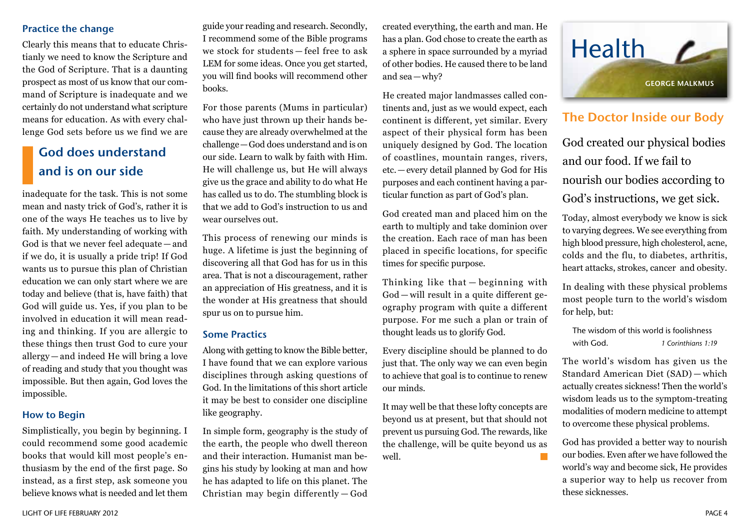### Practice the change

Clearly this means that to educate Christianly we need to know the Scripture and the God of Scripture. That is a daunting prospect as most of us know that our command of Scripture is inadequate and we certainly do not understand what scripture means for education. As with every challenge God sets before us we find we are inadequate for the task. This is not some mean and nasty trick of God's, rather it is one of the ways He teaches us to live by faith. My understanding of working with God is that we never feel adequate — and if we do, it is usually a pride trip! If God wants us to pursue this plan of Christian education we can only start where we are today and believe (that is, have faith) that God will guide us. Yes, if you plan to be involved in education it will mean reading and thinking. If you are allergic to these things then trust God to cure your allergy — and indeed He will bring a love of reading and study that you thought was impossible. But then again, God loves the impossible.

> **God does understand and is on our side**

### How to Begin

Simplistically, you begin by beginning. I could recommend some good academic books that would kill most people's enthusiasm by the end of the first page. So instead, as a first step, ask someone you believe knows what is needed and let them guide your reading and research. Secondly, I recommend some of the Bible programs we stock for students — feel free to ask LEM for some ideas. Once you get started, you will find books will recommend other books.

For those parents (Mums in particular) who have just thrown up their hands because they are already overwhelmed at the challenge — God does understand and is on our side. Learn to walk by faith with Him. He will challenge us, but He will always give us the grace and ability to do what He has called us to do. The stumbling block is that we add to God's instruction to us and wear ourselves out.

This process of renewing our minds is huge. A lifetime is just the beginning of discovering all that God has for us in this area. That is not a discouragement, rather an appreciation of His greatness, and it is the wonder at His greatness that should spur us on to pursue him.

### Some Practics

Along with getting to know the Bible better, I have found that we can explore various disciplines through asking questions of God. In the limitations of this short article it may be best to consider one discipline like geography.

In simple form, geography is the study of the earth, the people who dwell thereon and their interaction. Humanist man begins his study by looking at man and how he has adapted to life on this planet. The Christian may begin differently — God created everything, the earth and man. He has a plan. God chose to create the earth as a sphere in space surrounded by a myriad of other bodies. He caused there to be land and sea — why?

He created major landmasses called continents and, just as we would expect, each continent is different, yet similar. Every aspect of their physical form has been uniquely designed by God. The location of coastlines, mountain ranges, rivers, etc. — every detail planned by God for His purposes and each continent having a particular function as part of God's plan.

God created man and placed him on the earth to multiply and take dominion over the creation. Each race of man has been placed in specific locations, for specific times for specific purpose.

Thinking like that — beginning with God — will result in a quite different geography program with quite a different purpose. For me such a plan or train of thought leads us to glorify God.

Every discipline should be planned to do just that. The only way we can even begin to achieve that goal is to continue to renew our minds.

It may well be that these lofty concepts are beyond us at present, but that should not prevent us pursuing God. The rewards, like the challenge, will be quite beyond us as well.

# Health

GEORGE MALKMUS

## The Doctor Inside our Body

**God created our physical bodies and our food. If we fail to nourish our bodies according to God's instructions, we get sick.**

Today, almost everybody we know is sick to varying degrees. We see everything from high blood pressure, high cholesterol, acne, colds and the flu, to diabetes, arthritis, heart attacks, strokes, cancer and obesity.

In dealing with these physical problems most people turn to the world's wisdom for help, but:

> The wisdom of this world is foolishness with God. *1 Corinthians 1:19*

The world's wisdom has given us the Standard American Diet (SAD) — which actually creates sickness! Then the world's wisdom leads us to the symptom-treating modalities of modern medicine to attempt to overcome these physical problems.

God has provided a better way to nourish our bodies. Even after we have followed the world's way and become sick, He provides a superior way to help us recover from these sicknesses.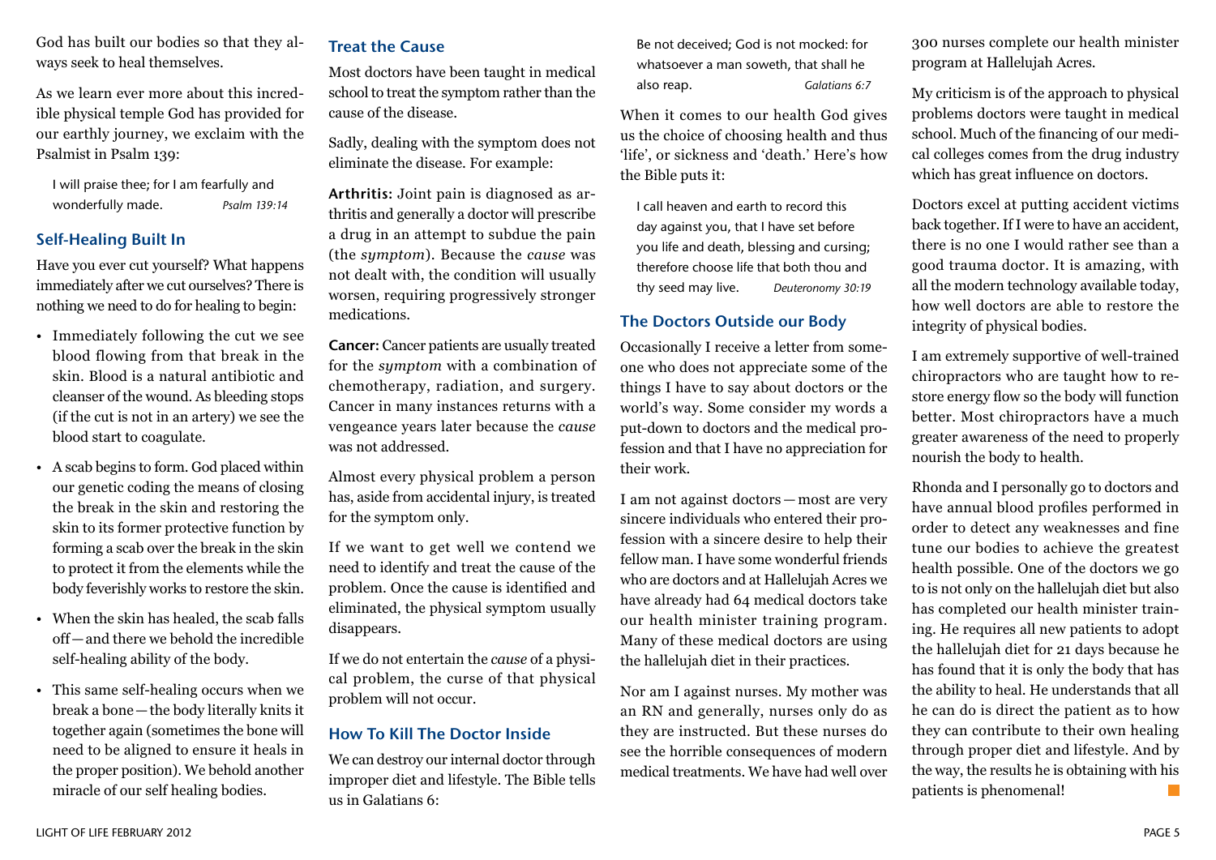God has built our bodies so that they always seek to heal themselves.

As we learn ever more about this incredible physical temple God has provided for our earthly journey, we exclaim with the Psalmist in Psalm 139:

> I will praise thee; for I am fearfully and wonderfully made. *Psalm 139:14*

## Self-Healing Built In

Have you ever cut yourself? What happens immediately after we cut ourselves? There is nothing we need to do for healing to begin:

- Immediately following the cut we see blood flowing from that break in the skin. Blood is a natural antibiotic and cleanser of the wound. As bleeding stops (if the cut is not in an artery) we see the blood start to coagulate.
- A scab begins to form. God placed within our genetic coding the means of closing the break in the skin and restoring the skin to its former protective function by forming a scab over the break in the skin to protect it from the elements while the body feverishly works to restore the skin.
- When the skin has healed, the scab falls off—and there we behold the incredible self-healing ability of the body.
- This same self-healing occurs when we break a bone—the body literally knits it together again (sometimes the bone will need to be aligned to ensure it heals in the proper position). We behold another miracle of our self healing bodies.

## Treat the Cause

Most doctors have been taught in medical school to treat the symptom rather than the cause of the disease.

Sadly, dealing with the symptom does not eliminate the disease. For example:

**Arthritis:** Joint pain is diagnosed as arthritis and generally a doctor will prescribe a drug in an attempt to subdue the pain (the *symptom*). Because the *cause* was not dealt with, the condition will usually worsen, requiring progressively stronger medications.

**Cancer:** Cancer patients are usually treated for the *symptom* with a combination of chemotherapy, radiation, and surgery. Cancer in many instances returns with a vengeance years later because the *cause* was not addressed.

Almost every physical problem a person has, aside from accidental injury, is treated for the symptom only.

If we want to get well we contend we need to identify and treat the cause of the problem. Once the cause is identified and eliminated, the physical symptom usually disappears.

If we do not entertain the *cause* of a physical problem, the curse of that physical problem will not occur.

## How To Kill The Doctor Inside

We can destroy our internal doctor through improper diet and lifestyle. The Bible tells us in Galatians 6:

> Be not deceived; God is not mocked: for whatsoever a man soweth, that shall he also reap. *Galatians 6:7*

When it comes to our health God gives us the choice of choosing health and thus 'life', or sickness and 'death.' Here's how the Bible puts it:

> I call heaven and earth to record this day against you, that I have set before you life and death, blessing and cursing; therefore choose life that both thou and thy seed may live. *Deuteronomy 30:19*

## The Doctors Outside our Body

Occasionally I receive a letter from someone who does not appreciate some of the things I have to say about doctors or the world's way. Some consider my words a put-down to doctors and the medical profession and that I have no appreciation for their work.

I am not against doctors—most are very sincere individuals who entered their profession with a sincere desire to help their fellow man. I have some wonderful friends who are doctors and at Hallelujah Acres we have already had 64 medical doctors take our health minister training program. Many of these medical doctors are using the hallelujah diet in their practices.

Nor am I against nurses. My mother was an RN and generally, nurses only do as they are instructed. But these nurses do see the horrible consequences of modern medical treatments. We have had well over 300 nurses complete our health minister program at Hallelujah Acres.

My criticism is of the approach to physical problems doctors were taught in medical school. Much of the financing of our medical colleges comes from the drug industry which has great influence on doctors.

Doctors excel at putting accident victims back together. If I were to have an accident, there is no one I would rather see than a good trauma doctor. It is amazing, with all the modern technology available today, how well doctors are able to restore the integrity of physical bodies.

I am extremely supportive of well-trained chiropractors who are taught how to restore energy flow so the body will function better. Most chiropractors have a much greater awareness of the need to properly nourish the body to health.

Rhonda and I personally go to doctors and have annual blood profiles performed in order to detect any weaknesses and fine tune our bodies to achieve the greatest health possible. One of the doctors we go to is not only on the hallelujah diet but also has completed our health minister training. He requires all new patients to adopt the hallelujah diet for 21 days because he has found that it is only the body that has the ability to heal. He understands that all he can do is direct the patient as to how they can contribute to their own healing through proper diet and lifestyle. And by the way, the results he is obtaining with his patients is phenomenal!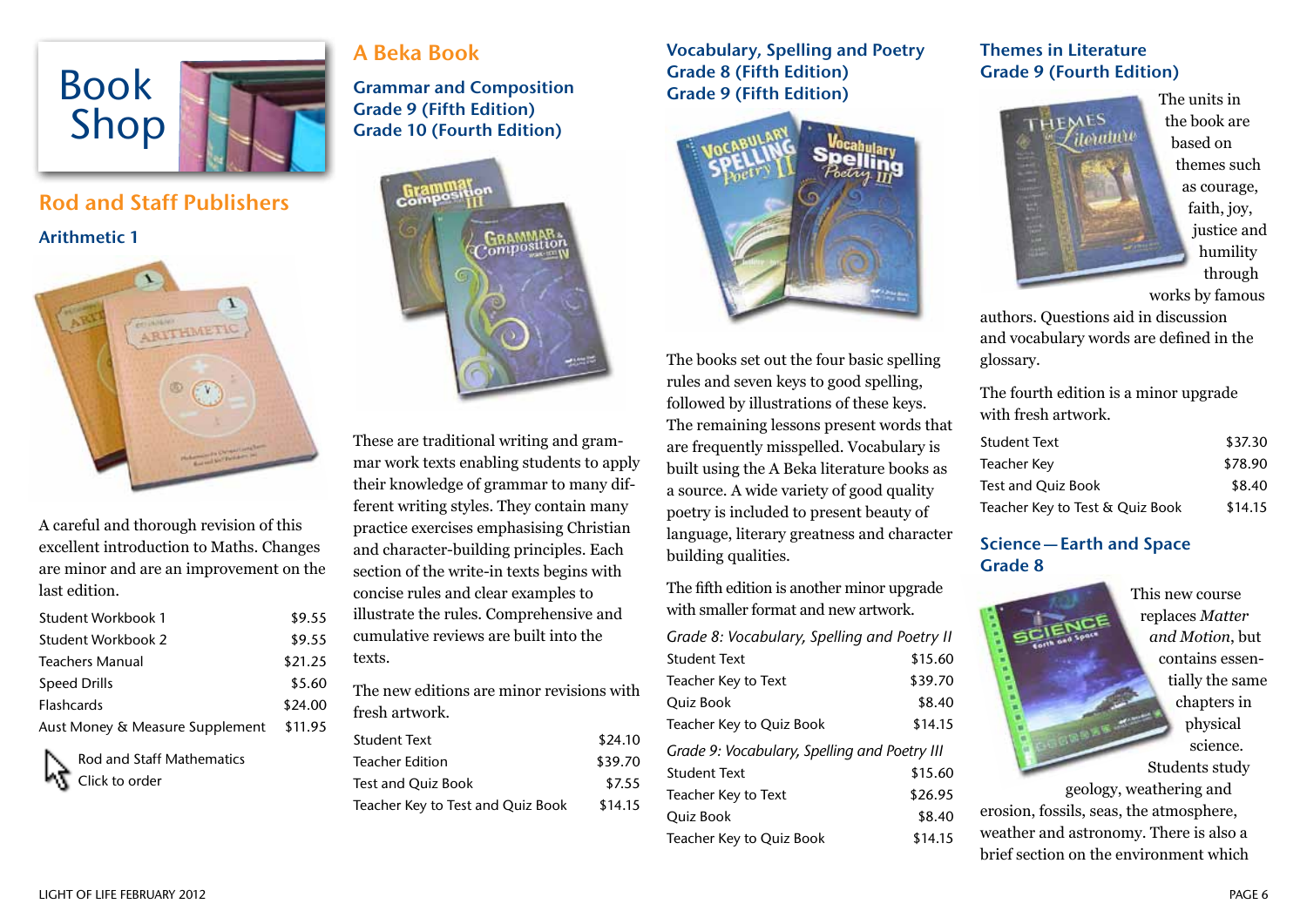# Book Shop

## Rod and Staff Publishers

### Arithmetic 1

A careful and thorough revision of this excellent introduction to Maths. Changes are minor and are an improvement on the last edition.

| | |
|---|---|
| Student Workbook 1 | $9.55 |
| Student Workbook 2 | $9.55 |
| Teachers Manual | $21.25 |
| Speed Drills | $5.60 |
| Flashcards | $24.00 |
| Aust Money & Measure Supplement | $11.95 |

Rod and Staff Mathematics
Click to order

## A Beka Book

### Grammar and Composition Grade 9 (Fifth Edition) Grade 10 (Fourth Edition)

These are traditional writing and grammar work texts enabling students to apply their knowledge of grammar to many different writing styles. They contain many practice exercises emphasising Christian and character-building principles. Each section of the write-in texts begins with concise rules and clear examples to illustrate the rules. Comprehensive and cumulative reviews are built into the texts.

The new editions are minor revisions with fresh artwork.

| | |
|---|---|
| Student Text | $24.10 |
| Teacher Edition | $39.70 |
| Test and Quiz Book | $7.55 |
| Teacher Key to Test and Quiz Book | $14.15 |

### Vocabulary, Spelling and Poetry Grade 8 (Fifth Edition) Grade 9 (Fifth Edition)

The books set out the four basic spelling rules and seven keys to good spelling, followed by illustrations of these keys. The remaining lessons present words that are frequently misspelled. Vocabulary is built using the A Beka literature books as a source. A wide variety of good quality poetry is included to present beauty of language, literary greatness and character building qualities.

The fifth edition is another minor upgrade with smaller format and new artwork.

| | |
|---|---|
| *Grade 8: Vocabulary, Spelling and Poetry II* | |
| Student Text | $15.60 |
| Teacher Key to Text | $39.70 |
| Quiz Book | $8.40 |
| Teacher Key to Quiz Book | $14.15 |
| *Grade 9: Vocabulary, Spelling and Poetry III* | |
| Student Text | $15.60 |
| Teacher Key to Text | $26.95 |
| Quiz Book | $8.40 |
| Teacher Key to Quiz Book | $14.15 |

### Themes in Literature Grade 9 (Fourth Edition)

The units in the book are based on themes such as courage, faith, joy, justice and humility through works by famous authors. Questions aid in discussion and vocabulary words are defined in the glossary.

The fourth edition is a minor upgrade with fresh artwork.

| | |
|---|---|
| Student Text | $37.30 |
| Teacher Key | $78.90 |
| Test and Quiz Book | $8.40 |
| Teacher Key to Test & Quiz Book | $14.15 |

### Science—Earth and Space Grade 8

This new course replaces *Matter and Motion*, but contains essentially the same chapters in physical science. Students study geology, weathering and erosion, fossils, seas, the atmosphere, weather and astronomy. There is also a brief section on the environment which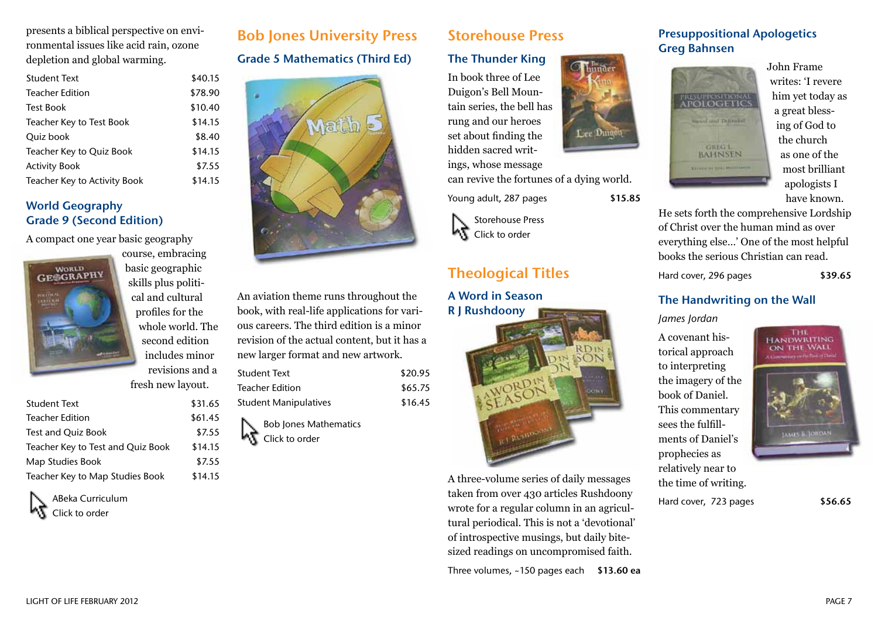presents a biblical perspective on environmental issues like acid rain, ozone depletion and global warming.

| | |
|---|---|
| Student Text | $40.15 |
| Teacher Edition | $78.90 |
| Test Book | $10.40 |
| Teacher Key to Test Book | $14.15 |
| Quiz book | $8.40 |
| Teacher Key to Quiz Book | $14.15 |
| Activity Book | $7.55 |
| Teacher Key to Activity Book | $14.15 |

### World Geography Grade 9 (Second Edition)

A compact one year basic geography course, embracing basic geographic skills plus political and cultural profiles for the whole world. The second edition includes minor revisions and a fresh new layout.

| | |
|---|---|
| Student Text | $31.65 |
| Teacher Edition | $61.45 |
| Test and Quiz Book | $7.55 |
| Teacher Key to Test and Quiz Book | $14.15 |
| Map Studies Book | $7.55 |
| Teacher Key to Map Studies Book | $14.15 |

ABeka Curriculum
Click to order

## Bob Jones University Press

### Grade 5 Mathematics (Third Ed)

An aviation theme runs throughout the book, with real-life applications for various careers. The third edition is a minor revision of the actual content, but it has a new larger format and new artwork.

| | |
|---|---|
| Student Text | $20.95 |
| Teacher Edition | $65.75 |
| Student Manipulatives | $16.45 |

Bob Jones Mathematics
Click to order

## Storehouse Press

### The Thunder King

In book three of Lee Duigon's Bell Mountain series, the bell has rung and our heroes set about finding the hidden sacred writings, whose message can revive the fortunes of a dying world.

Young adult, 287 pages **$15.85**

Storehouse Press
Click to order

## Theological Titles

### A Word in Season
### R J Rushdoony

A three-volume series of daily messages taken from over 430 articles Rushdoony wrote for a regular column in an agricultural periodical. This is not a 'devotional' of introspective musings, but daily bite-sized readings on uncompromised faith.

Three volumes, ~150 pages each **$13.60 ea**

### Presuppositional Apologetics
### Greg Bahnsen

John Frame writes: 'I revere him yet today as a great blessing of God to the church as one of the most brilliant apologists I have known. He sets forth the comprehensive Lordship of Christ over the human mind as over everything else...' One of the most helpful books the serious Christian can read.

Hard cover, 296 pages **$39.65**

### The Handwriting on the Wall

*James Jordan*

A covenant historical approach to interpreting the imagery of the book of Daniel. This commentary sees the fulfillments of Daniel's prophecies as relatively near to the time of writing.

Hard cover, 723 pages **$56.65**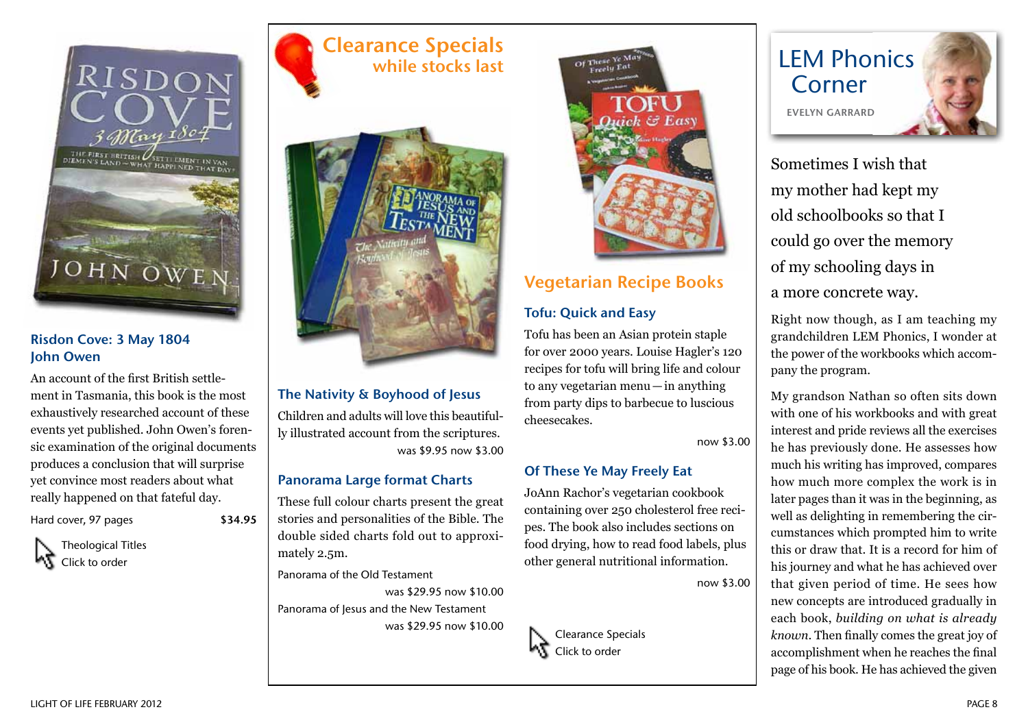## Risdon Cove: 3 May 1804
**John Owen**

An account of the first British settlement in Tasmania, this book is the most exhaustively researched account of these events yet published. John Owen's forensic examination of the original documents produces a conclusion that will surprise yet convince most readers about what really happened on that fateful day.

Hard cover, 97 pages **$34.95**

Theological Titles
Click to order

# Clearance Specials
## while stocks last

### The Nativity & Boyhood of Jesus

Children and adults will love this beautifully illustrated account from the scriptures.

was $9.95 now $3.00

### Panorama Large format Charts

These full colour charts present the great stories and personalities of the Bible. The double sided charts fold out to approximately 2.5m.

Panorama of the Old Testament
was $29.95 now $10.00

Panorama of Jesus and the New Testament
was $29.95 now $10.00

## Vegetarian Recipe Books

### Tofu: Quick and Easy

Tofu has been an Asian protein staple for over 2000 years. Louise Hagler's 120 recipes for tofu will bring life and colour to any vegetarian menu—in anything from party dips to barbecue to luscious cheesecakes.

now $3.00

### Of These Ye May Freely Eat

JoAnn Rachor's vegetarian cookbook containing over 250 cholesterol free recipes. The book also includes sections on food drying, how to read food labels, plus other general nutritional information.

now $3.00

Clearance Specials
Click to order

# LEM Phonics Corner

EVELYN GARRARD

Sometimes I wish that my mother had kept my old schoolbooks so that I could go over the memory of my schooling days in a more concrete way.

Right now though, as I am teaching my grandchildren LEM Phonics, I wonder at the power of the workbooks which accompany the program.

My grandson Nathan so often sits down with one of his workbooks and with great interest and pride reviews all the exercises he has previously done. He assesses how much his writing has improved, compares how much more complex the work is in later pages than it was in the beginning, as well as delighting in remembering the circumstances which prompted him to write this or draw that. It is a record for him of his journey and what he has achieved over that given period of time. He sees how new concepts are introduced gradually in each book, *building on what is already known*. Then finally comes the great joy of accomplishment when he reaches the final page of his book. He has achieved the given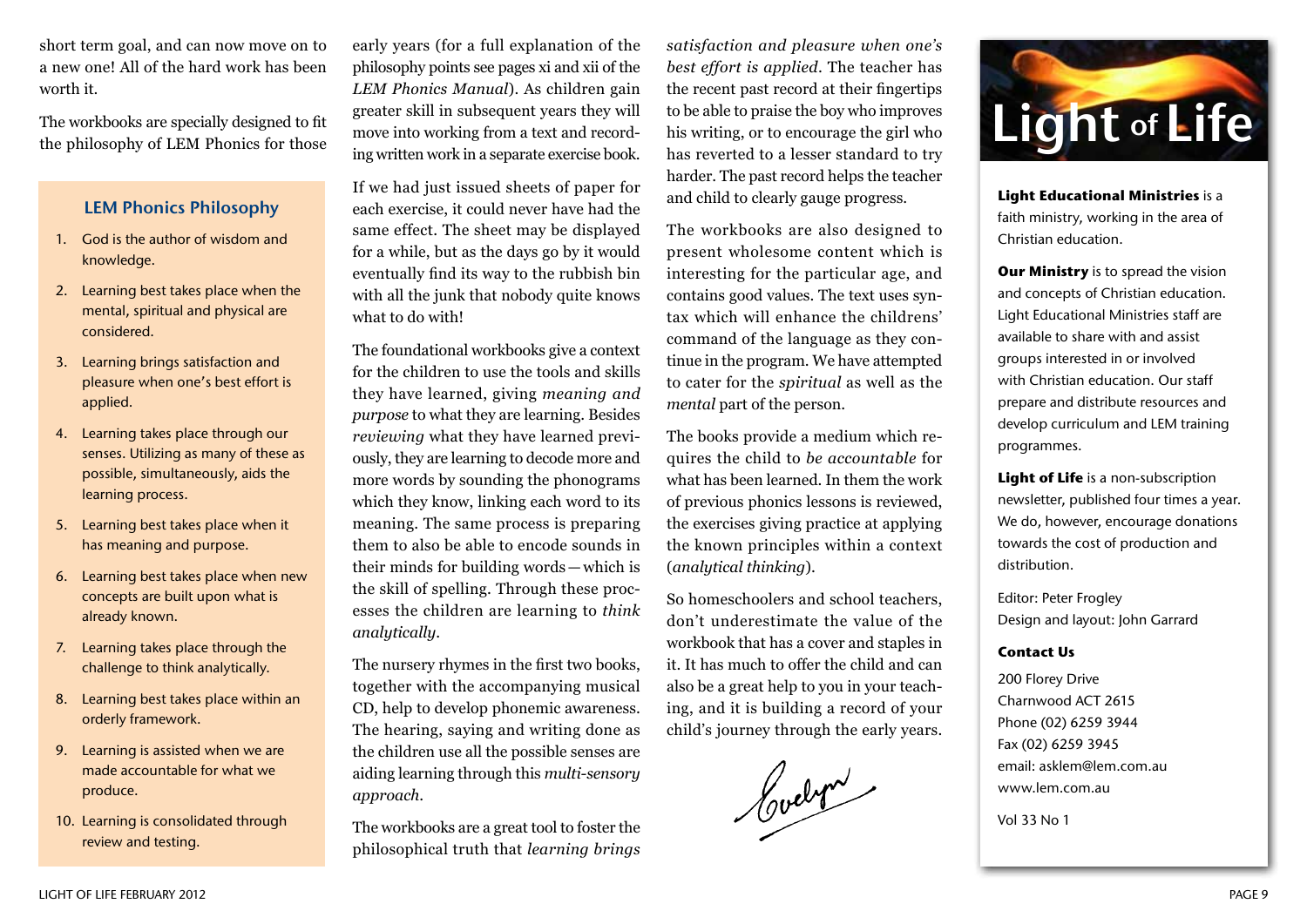short term goal, and can now move on to a new one! All of the hard work has been worth it.

The workbooks are specially designed to fit the philosophy of LEM Phonics for those early years (for a full explanation of the philosophy points see pages xi and xii of the *LEM Phonics Manual*). As children gain greater skill in subsequent years they will move into working from a text and recording written work in a separate exercise book.

If we had just issued sheets of paper for each exercise, it could never have had the same effect. The sheet may be displayed for a while, but as the days go by it would eventually find its way to the rubbish bin with all the junk that nobody quite knows what to do with!

The foundational workbooks give a context for the children to use the tools and skills they have learned, giving *meaning and purpose* to what they are learning. Besides *reviewing* what they have learned previously, they are learning to decode more and more words by sounding the phonograms which they know, linking each word to its meaning. The same process is preparing them to also be able to encode sounds in their minds for building words—which is the skill of spelling. Through these processes the children are learning to *think analytically*.

The nursery rhymes in the first two books, together with the accompanying musical CD, help to develop phonemic awareness. The hearing, saying and writing done as the children use all the possible senses are aiding learning through this *multi-sensory approach*.

The workbooks are a great tool to foster the philosophical truth that *learning brings satisfaction and pleasure when one's best effort is applied*. The teacher has the recent past record at their fingertips to be able to praise the boy who improves his writing, or to encourage the girl who has reverted to a lesser standard to try harder. The past record helps the teacher and child to clearly gauge progress.

The workbooks are also designed to present wholesome content which is interesting for the particular age, and contains good values. The text uses syntax which will enhance the childrens' command of the language as they continue in the program. We have attempted to cater for the *spiritual* as well as the *mental* part of the person.

The books provide a medium which requires the child to *be accountable* for what has been learned. In them the work of previous phonics lessons is reviewed, the exercises giving practice at applying the known principles within a context (*analytical thinking*).

So homeschoolers and school teachers, don't underestimate the value of the workbook that has a cover and staples in it. It has much to offer the child and can also be a great help to you in your teaching, and it is building a record of your child's journey through the early years.

Evelyn

### LEM Phonics Philosophy

1. God is the author of wisdom and knowledge.
2. Learning best takes place when the mental, spiritual and physical are considered.
3. Learning brings satisfaction and pleasure when one's best effort is applied.
4. Learning takes place through our senses. Utilizing as many of these as possible, simultaneously, aids the learning process.
5. Learning best takes place when it has meaning and purpose.
6. Learning best takes place when new concepts are built upon what is already known.
7. Learning takes place through the challenge to think analytically.
8. Learning best takes place within an orderly framework.
9. Learning is assisted when we are made accountable for what we produce.
10. Learning is consolidated through review and testing.

# Light of Life

**Light Educational Ministries** is a faith ministry, working in the area of Christian education.

**Our Ministry** is to spread the vision and concepts of Christian education. Light Educational Ministries staff are available to share with and assist groups interested in or involved with Christian education. Our staff prepare and distribute resources and develop curriculum and LEM training programmes.

**Light of Life** is a non-subscription newsletter, published four times a year. We do, however, encourage donations towards the cost of production and distribution.

Editor: Peter Frogley
Design and layout: John Garrard

**Contact Us**

200 Florey Drive
Charnwood ACT 2615
Phone (02) 6259 3944
Fax (02) 6259 3945
email: asklem@lem.com.au
www.lem.com.au

Vol 33 No 1